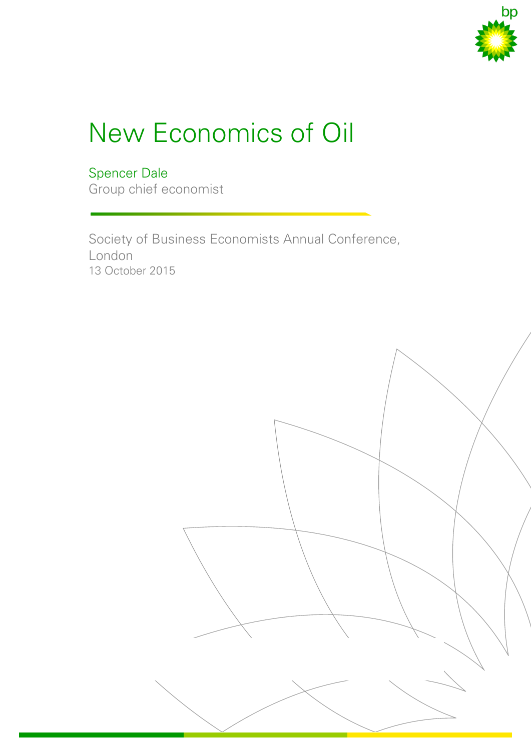# New Economics of Oil

Spencer Dale
Group chief economist

Society of Business Economists Annual Conference, London
13 October 2015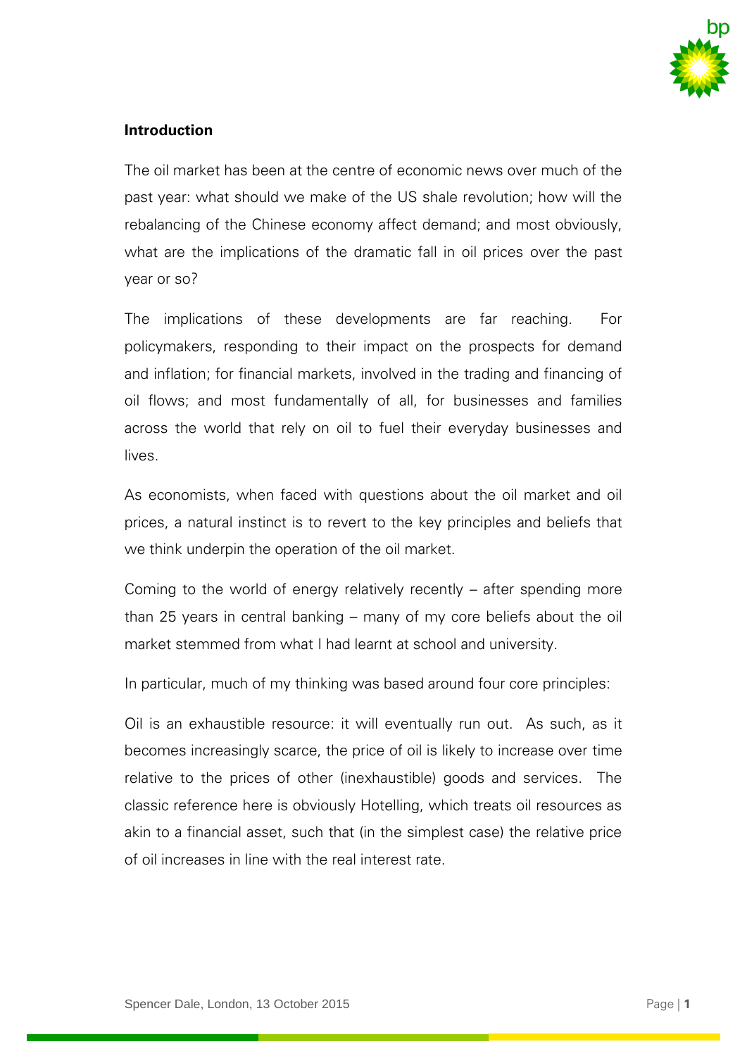## Introduction

The oil market has been at the centre of economic news over much of the past year: what should we make of the US shale revolution; how will the rebalancing of the Chinese economy affect demand; and most obviously, what are the implications of the dramatic fall in oil prices over the past year or so?

The implications of these developments are far reaching. For policymakers, responding to their impact on the prospects for demand and inflation; for financial markets, involved in the trading and financing of oil flows; and most fundamentally of all, for businesses and families across the world that rely on oil to fuel their everyday businesses and lives.

As economists, when faced with questions about the oil market and oil prices, a natural instinct is to revert to the key principles and beliefs that we think underpin the operation of the oil market.

Coming to the world of energy relatively recently – after spending more than 25 years in central banking – many of my core beliefs about the oil market stemmed from what I had learnt at school and university.

In particular, much of my thinking was based around four core principles:

Oil is an exhaustible resource: it will eventually run out. As such, as it becomes increasingly scarce, the price of oil is likely to increase over time relative to the prices of other (inexhaustible) goods and services. The classic reference here is obviously Hotelling, which treats oil resources as akin to a financial asset, such that (in the simplest case) the relative price of oil increases in line with the real interest rate.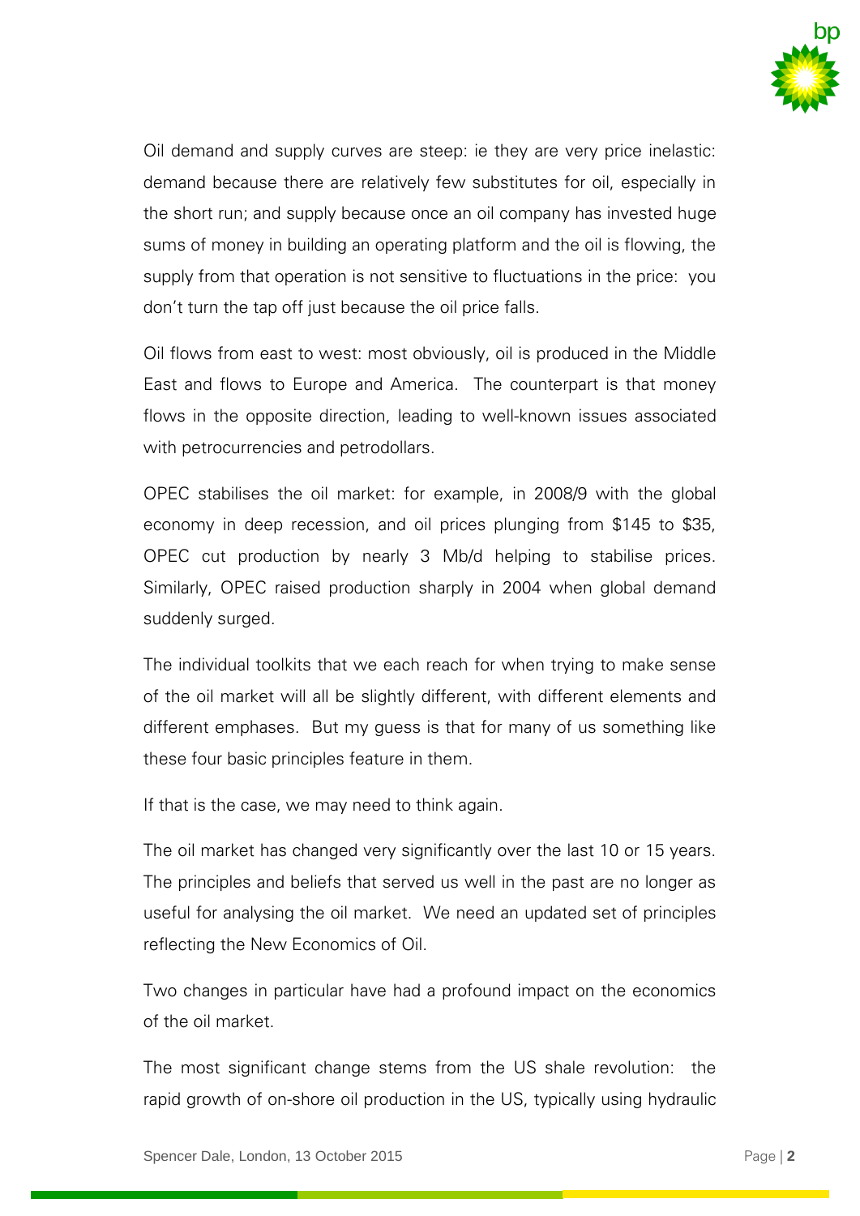Oil demand and supply curves are steep: ie they are very price inelastic: demand because there are relatively few substitutes for oil, especially in the short run; and supply because once an oil company has invested huge sums of money in building an operating platform and the oil is flowing, the supply from that operation is not sensitive to fluctuations in the price: you don't turn the tap off just because the oil price falls.

Oil flows from east to west: most obviously, oil is produced in the Middle East and flows to Europe and America. The counterpart is that money flows in the opposite direction, leading to well-known issues associated with petrocurrencies and petrodollars.

OPEC stabilises the oil market: for example, in 2008/9 with the global economy in deep recession, and oil prices plunging from $145 to $35, OPEC cut production by nearly 3 Mb/d helping to stabilise prices. Similarly, OPEC raised production sharply in 2004 when global demand suddenly surged.

The individual toolkits that we each reach for when trying to make sense of the oil market will all be slightly different, with different elements and different emphases. But my guess is that for many of us something like these four basic principles feature in them.

If that is the case, we may need to think again.

The oil market has changed very significantly over the last 10 or 15 years. The principles and beliefs that served us well in the past are no longer as useful for analysing the oil market. We need an updated set of principles reflecting the New Economics of Oil.

Two changes in particular have had a profound impact on the economics of the oil market.

The most significant change stems from the US shale revolution: the rapid growth of on-shore oil production in the US, typically using hydraulic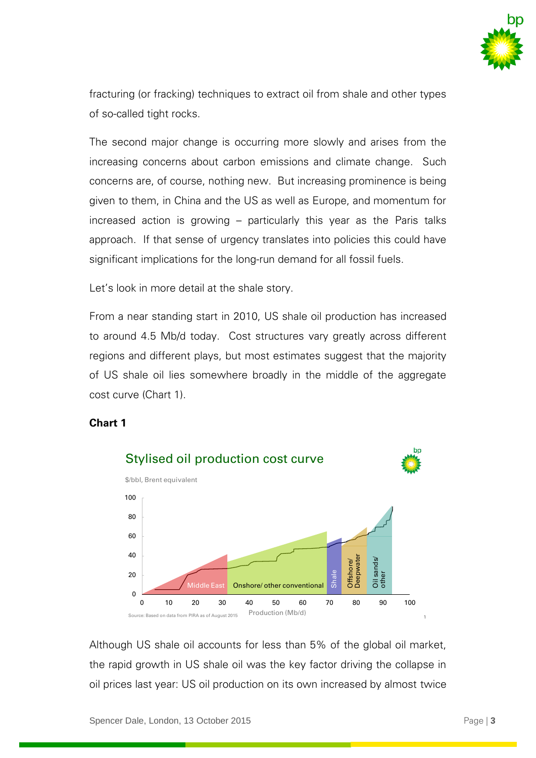fracturing (or fracking) techniques to extract oil from shale and other types of so-called tight rocks.

The second major change is occurring more slowly and arises from the increasing concerns about carbon emissions and climate change. Such concerns are, of course, nothing new. But increasing prominence is being given to them, in China and the US as well as Europe, and momentum for increased action is growing – particularly this year as the Paris talks approach. If that sense of urgency translates into policies this could have significant implications for the long-run demand for all fossil fuels.

Let's look in more detail at the shale story.

From a near standing start in 2010, US shale oil production has increased to around 4.5 Mb/d today. Cost structures vary greatly across different regions and different plays, but most estimates suggest that the majority of US shale oil lies somewhere broadly in the middle of the aggregate cost curve (Chart 1).

**Chart 1**

Stylised oil production cost curve

$/bbl, Brent equivalent

Source: Based on data from PIRA as of August 2015

Although US shale oil accounts for less than 5% of the global oil market, the rapid growth in US shale oil was the key factor driving the collapse in oil prices last year: US oil production on its own increased by almost twice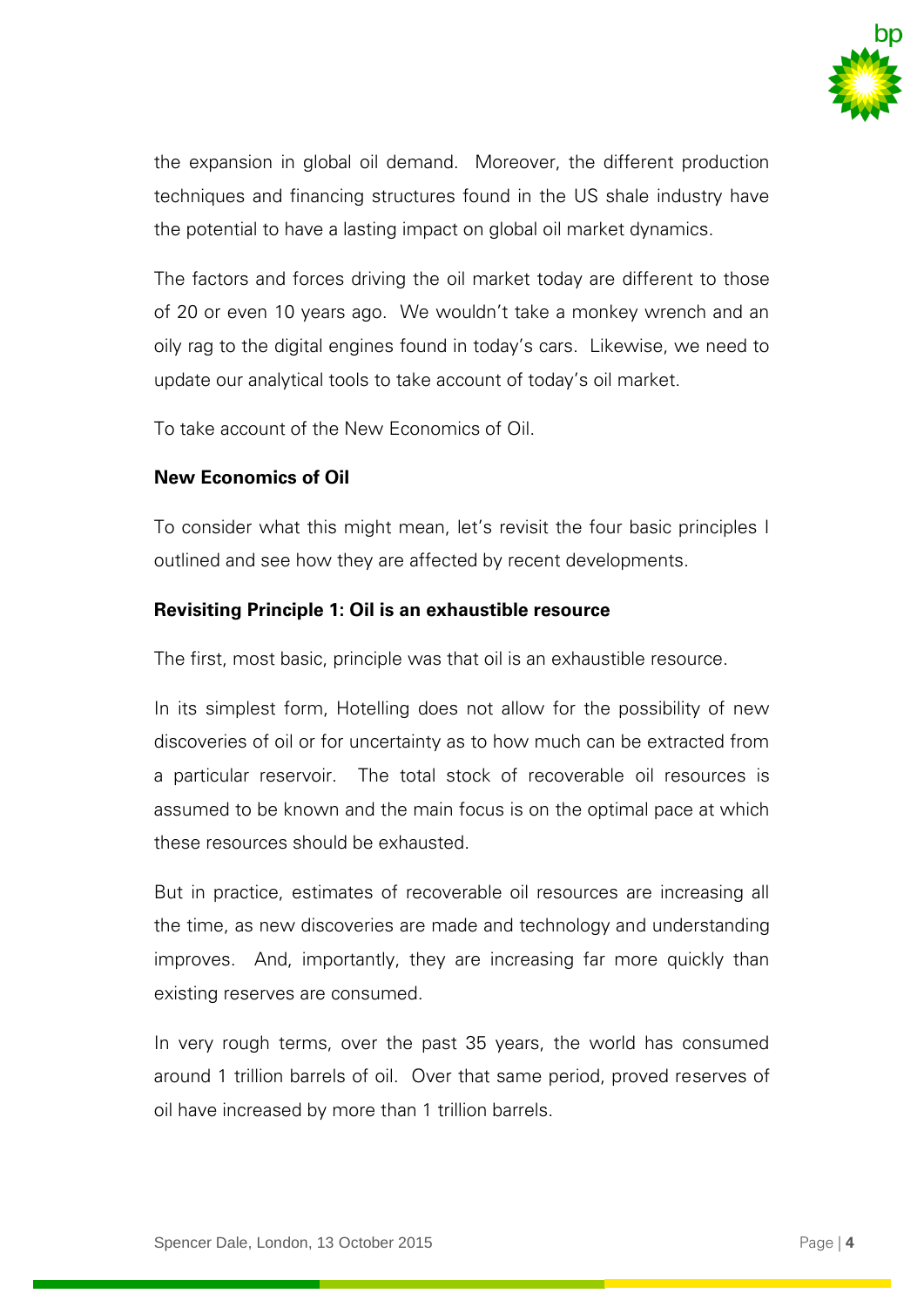the expansion in global oil demand. Moreover, the different production techniques and financing structures found in the US shale industry have the potential to have a lasting impact on global oil market dynamics.

The factors and forces driving the oil market today are different to those of 20 or even 10 years ago. We wouldn't take a monkey wrench and an oily rag to the digital engines found in today's cars. Likewise, we need to update our analytical tools to take account of today's oil market.

To take account of the New Economics of Oil.

**New Economics of Oil**

To consider what this might mean, let's revisit the four basic principles I outlined and see how they are affected by recent developments.

**Revisiting Principle 1: Oil is an exhaustible resource**

The first, most basic, principle was that oil is an exhaustible resource.

In its simplest form, Hotelling does not allow for the possibility of new discoveries of oil or for uncertainty as to how much can be extracted from a particular reservoir. The total stock of recoverable oil resources is assumed to be known and the main focus is on the optimal pace at which these resources should be exhausted.

But in practice, estimates of recoverable oil resources are increasing all the time, as new discoveries are made and technology and understanding improves. And, importantly, they are increasing far more quickly than existing reserves are consumed.

In very rough terms, over the past 35 years, the world has consumed around 1 trillion barrels of oil. Over that same period, proved reserves of oil have increased by more than 1 trillion barrels.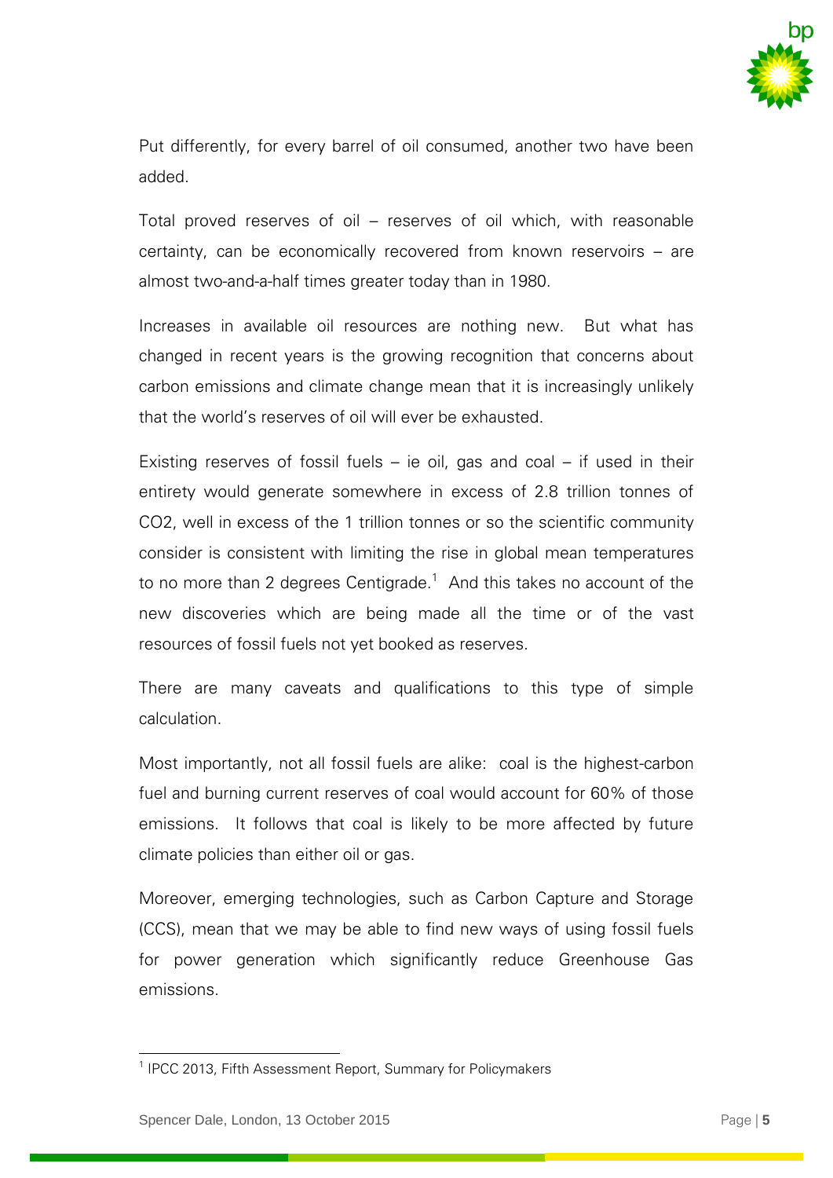Put differently, for every barrel of oil consumed, another two have been added.

Total proved reserves of oil – reserves of oil which, with reasonable certainty, can be economically recovered from known reservoirs – are almost two-and-a-half times greater today than in 1980.

Increases in available oil resources are nothing new. But what has changed in recent years is the growing recognition that concerns about carbon emissions and climate change mean that it is increasingly unlikely that the world's reserves of oil will ever be exhausted.

Existing reserves of fossil fuels – ie oil, gas and coal – if used in their entirety would generate somewhere in excess of 2.8 trillion tonnes of CO2, well in excess of the 1 trillion tonnes or so the scientific community consider is consistent with limiting the rise in global mean temperatures to no more than 2 degrees Centigrade.[1] And this takes no account of the new discoveries which are being made all the time or of the vast resources of fossil fuels not yet booked as reserves.

There are many caveats and qualifications to this type of simple calculation.

Most importantly, not all fossil fuels are alike: coal is the highest-carbon fuel and burning current reserves of coal would account for 60% of those emissions. It follows that coal is likely to be more affected by future climate policies than either oil or gas.

Moreover, emerging technologies, such as Carbon Capture and Storage (CCS), mean that we may be able to find new ways of using fossil fuels for power generation which significantly reduce Greenhouse Gas emissions.

[1] IPCC 2013, Fifth Assessment Report, Summary for Policymakers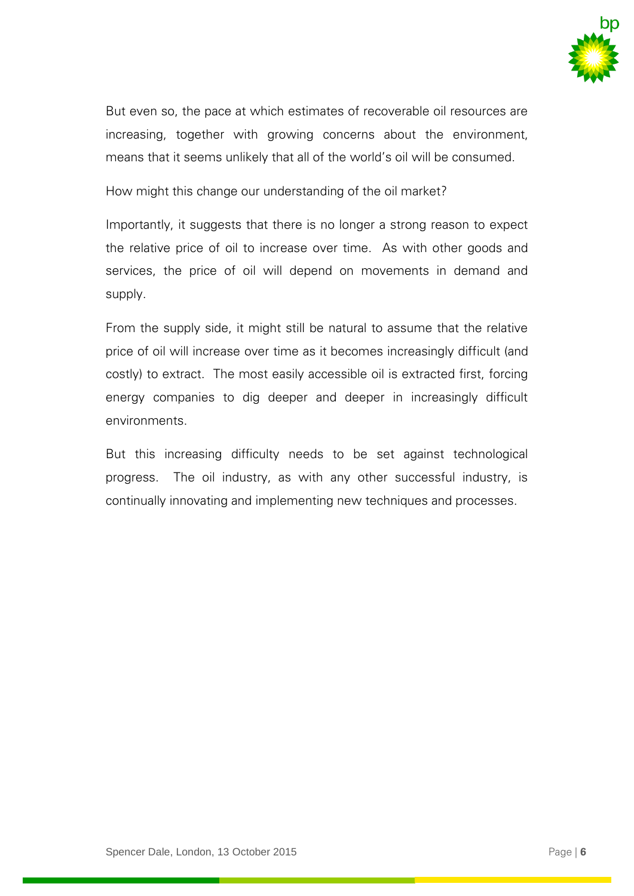But even so, the pace at which estimates of recoverable oil resources are increasing, together with growing concerns about the environment, means that it seems unlikely that all of the world's oil will be consumed.

How might this change our understanding of the oil market?

Importantly, it suggests that there is no longer a strong reason to expect the relative price of oil to increase over time. As with other goods and services, the price of oil will depend on movements in demand and supply.

From the supply side, it might still be natural to assume that the relative price of oil will increase over time as it becomes increasingly difficult (and costly) to extract. The most easily accessible oil is extracted first, forcing energy companies to dig deeper and deeper in increasingly difficult environments.

But this increasing difficulty needs to be set against technological progress. The oil industry, as with any other successful industry, is continually innovating and implementing new techniques and processes.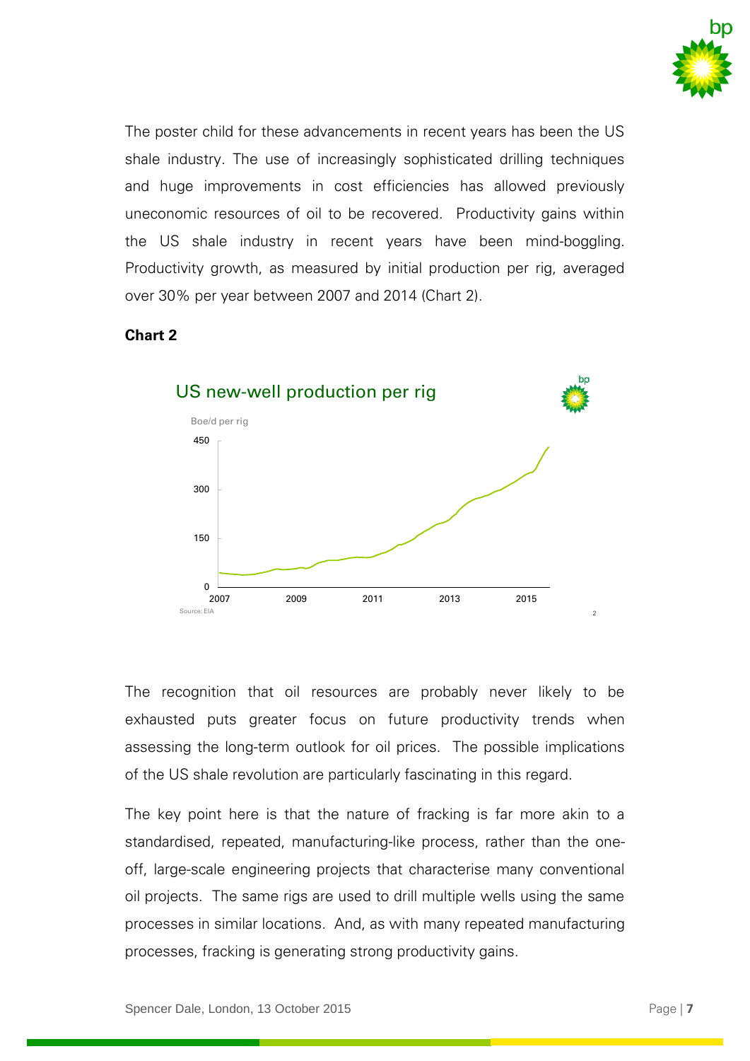The poster child for these advancements in recent years has been the US shale industry. The use of increasingly sophisticated drilling techniques and huge improvements in cost efficiencies has allowed previously uneconomic resources of oil to be recovered. Productivity gains within the US shale industry in recent years have been mind-boggling. Productivity growth, as measured by initial production per rig, averaged over 30% per year between 2007 and 2014 (Chart 2).

**Chart 2**

US new-well production per rig

Boe/d per rig

Source: EIA

The recognition that oil resources are probably never likely to be exhausted puts greater focus on future productivity trends when assessing the long-term outlook for oil prices. The possible implications of the US shale revolution are particularly fascinating in this regard.

The key point here is that the nature of fracking is far more akin to a standardised, repeated, manufacturing-like process, rather than the one-off, large-scale engineering projects that characterise many conventional oil projects. The same rigs are used to drill multiple wells using the same processes in similar locations. And, as with many repeated manufacturing processes, fracking is generating strong productivity gains.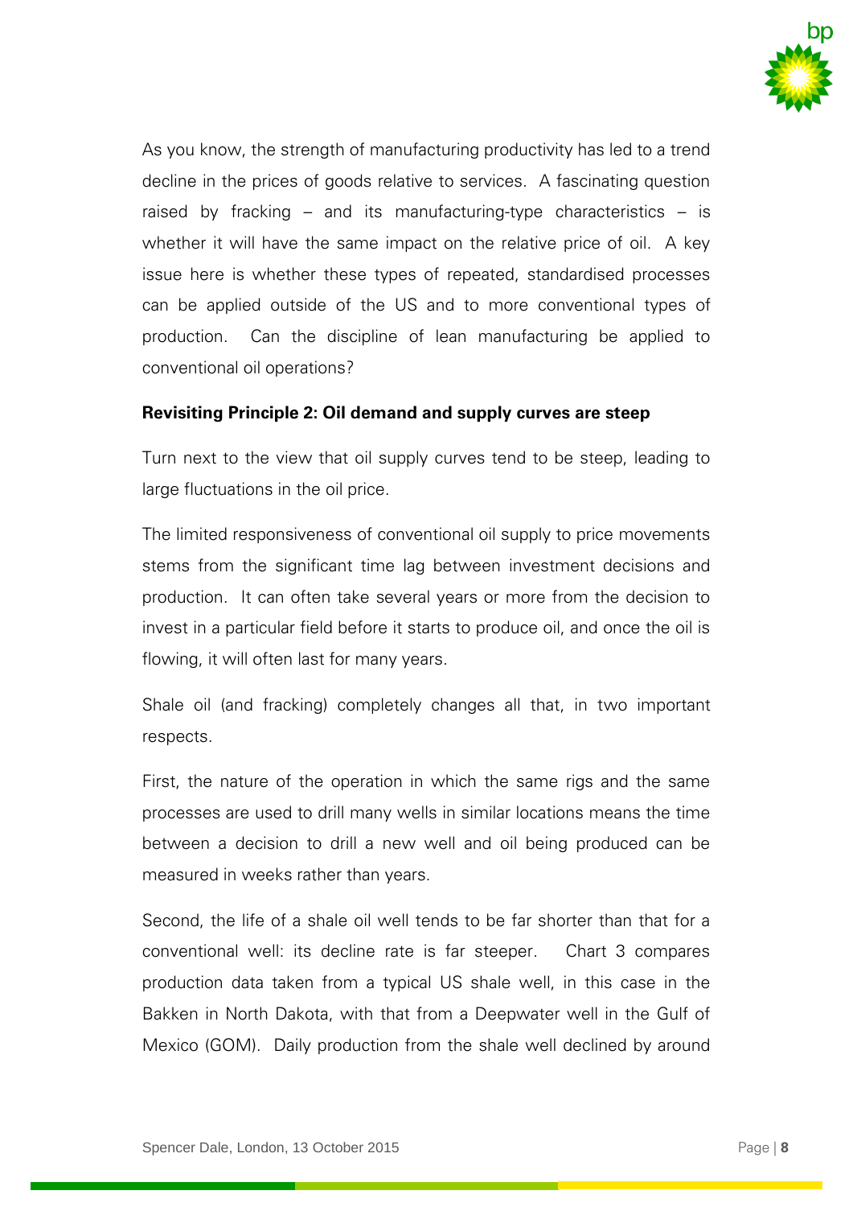As you know, the strength of manufacturing productivity has led to a trend decline in the prices of goods relative to services. A fascinating question raised by fracking – and its manufacturing-type characteristics – is whether it will have the same impact on the relative price of oil. A key issue here is whether these types of repeated, standardised processes can be applied outside of the US and to more conventional types of production. Can the discipline of lean manufacturing be applied to conventional oil operations?

**Revisiting Principle 2: Oil demand and supply curves are steep**

Turn next to the view that oil supply curves tend to be steep, leading to large fluctuations in the oil price.

The limited responsiveness of conventional oil supply to price movements stems from the significant time lag between investment decisions and production. It can often take several years or more from the decision to invest in a particular field before it starts to produce oil, and once the oil is flowing, it will often last for many years.

Shale oil (and fracking) completely changes all that, in two important respects.

First, the nature of the operation in which the same rigs and the same processes are used to drill many wells in similar locations means the time between a decision to drill a new well and oil being produced can be measured in weeks rather than years.

Second, the life of a shale oil well tends to be far shorter than that for a conventional well: its decline rate is far steeper. Chart 3 compares production data taken from a typical US shale well, in this case in the Bakken in North Dakota, with that from a Deepwater well in the Gulf of Mexico (GOM). Daily production from the shale well declined by around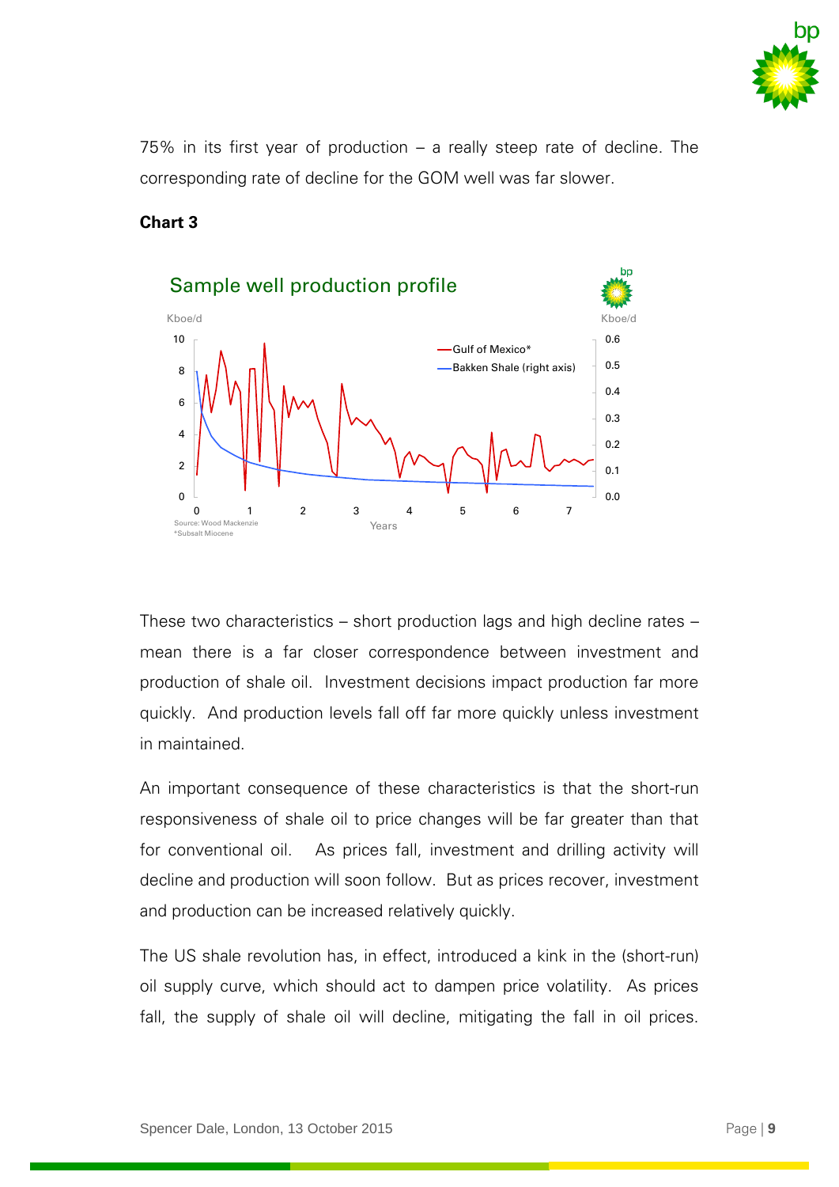75% in its first year of production – a really steep rate of decline. The corresponding rate of decline for the GOM well was far slower.

**Chart 3**

Sample well production profile

Kboe/d | Kboe/d

Gulf of Mexico*
Bakken Shale (right axis)

Years

Source: Wood Mackenzie
*Subsalt Miocene

These two characteristics – short production lags and high decline rates – mean there is a far closer correspondence between investment and production of shale oil. Investment decisions impact production far more quickly. And production levels fall off far more quickly unless investment in maintained.

An important consequence of these characteristics is that the short-run responsiveness of shale oil to price changes will be far greater than that for conventional oil. As prices fall, investment and drilling activity will decline and production will soon follow. But as prices recover, investment and production can be increased relatively quickly.

The US shale revolution has, in effect, introduced a kink in the (short-run) oil supply curve, which should act to dampen price volatility. As prices fall, the supply of shale oil will decline, mitigating the fall in oil prices.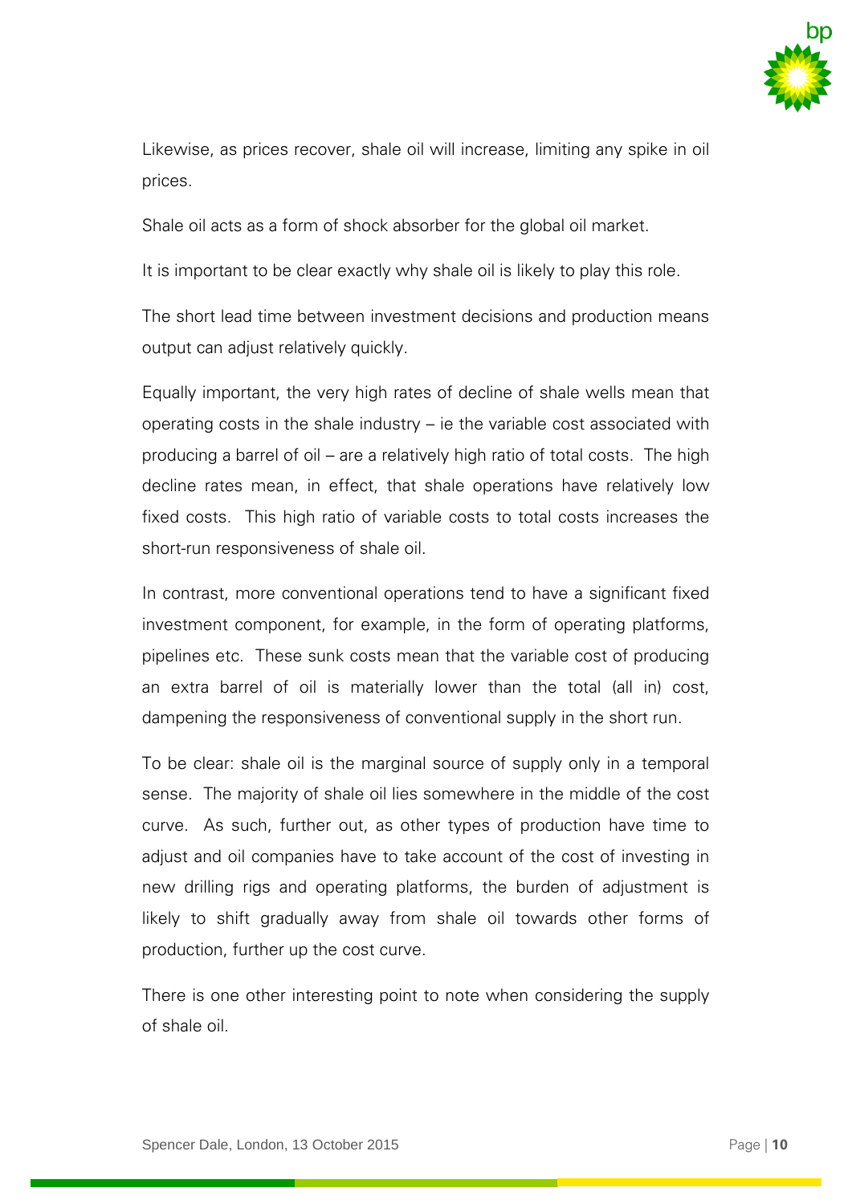Likewise, as prices recover, shale oil will increase, limiting any spike in oil prices.

Shale oil acts as a form of shock absorber for the global oil market.

It is important to be clear exactly why shale oil is likely to play this role.

The short lead time between investment decisions and production means output can adjust relatively quickly.

Equally important, the very high rates of decline of shale wells mean that operating costs in the shale industry – ie the variable cost associated with producing a barrel of oil – are a relatively high ratio of total costs. The high decline rates mean, in effect, that shale operations have relatively low fixed costs. This high ratio of variable costs to total costs increases the short-run responsiveness of shale oil.

In contrast, more conventional operations tend to have a significant fixed investment component, for example, in the form of operating platforms, pipelines etc. These sunk costs mean that the variable cost of producing an extra barrel of oil is materially lower than the total (all in) cost, dampening the responsiveness of conventional supply in the short run.

To be clear: shale oil is the marginal source of supply only in a temporal sense. The majority of shale oil lies somewhere in the middle of the cost curve. As such, further out, as other types of production have time to adjust and oil companies have to take account of the cost of investing in new drilling rigs and operating platforms, the burden of adjustment is likely to shift gradually away from shale oil towards other forms of production, further up the cost curve.

There is one other interesting point to note when considering the supply of shale oil.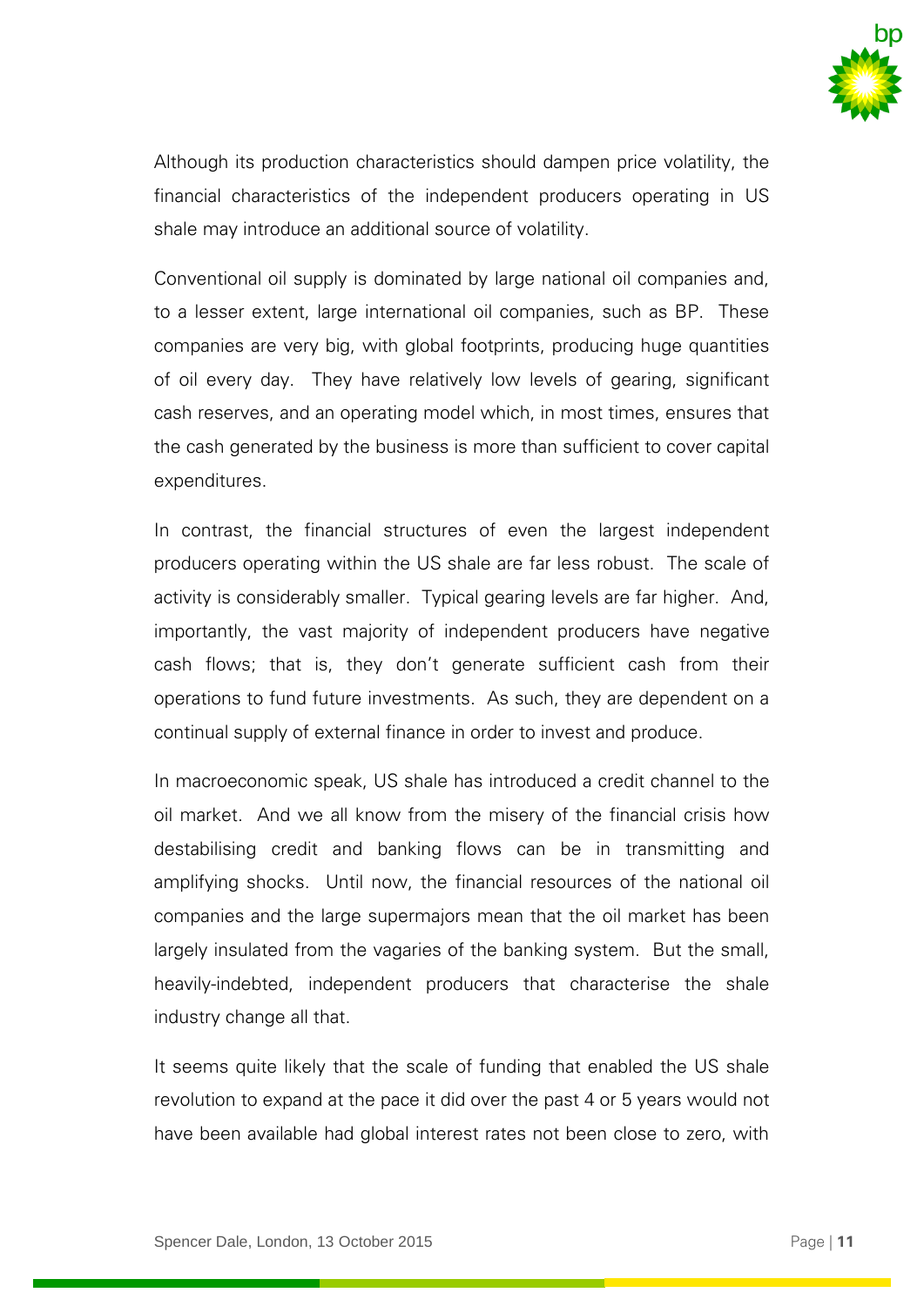Although its production characteristics should dampen price volatility, the financial characteristics of the independent producers operating in US shale may introduce an additional source of volatility.

Conventional oil supply is dominated by large national oil companies and, to a lesser extent, large international oil companies, such as BP. These companies are very big, with global footprints, producing huge quantities of oil every day. They have relatively low levels of gearing, significant cash reserves, and an operating model which, in most times, ensures that the cash generated by the business is more than sufficient to cover capital expenditures.

In contrast, the financial structures of even the largest independent producers operating within the US shale are far less robust. The scale of activity is considerably smaller. Typical gearing levels are far higher. And, importantly, the vast majority of independent producers have negative cash flows; that is, they don't generate sufficient cash from their operations to fund future investments. As such, they are dependent on a continual supply of external finance in order to invest and produce.

In macroeconomic speak, US shale has introduced a credit channel to the oil market. And we all know from the misery of the financial crisis how destabilising credit and banking flows can be in transmitting and amplifying shocks. Until now, the financial resources of the national oil companies and the large supermajors mean that the oil market has been largely insulated from the vagaries of the banking system. But the small, heavily-indebted, independent producers that characterise the shale industry change all that.

It seems quite likely that the scale of funding that enabled the US shale revolution to expand at the pace it did over the past 4 or 5 years would not have been available had global interest rates not been close to zero, with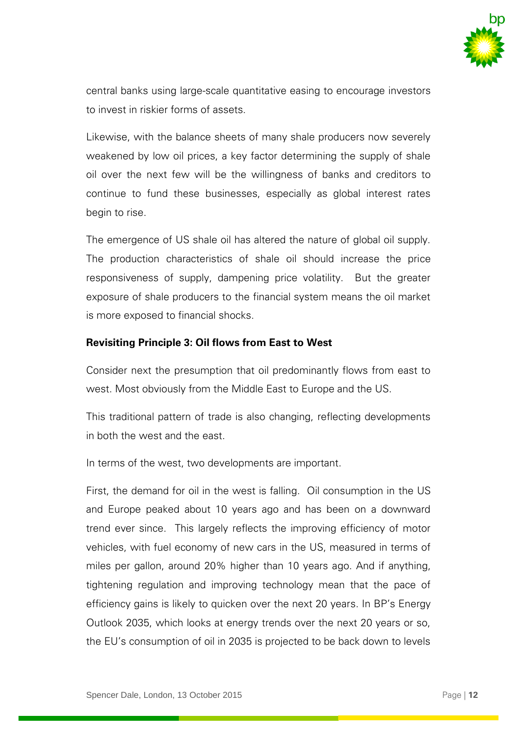central banks using large-scale quantitative easing to encourage investors to invest in riskier forms of assets.

Likewise, with the balance sheets of many shale producers now severely weakened by low oil prices, a key factor determining the supply of shale oil over the next few will be the willingness of banks and creditors to continue to fund these businesses, especially as global interest rates begin to rise.

The emergence of US shale oil has altered the nature of global oil supply. The production characteristics of shale oil should increase the price responsiveness of supply, dampening price volatility. But the greater exposure of shale producers to the financial system means the oil market is more exposed to financial shocks.

**Revisiting Principle 3: Oil flows from East to West**

Consider next the presumption that oil predominantly flows from east to west. Most obviously from the Middle East to Europe and the US.

This traditional pattern of trade is also changing, reflecting developments in both the west and the east.

In terms of the west, two developments are important.

First, the demand for oil in the west is falling. Oil consumption in the US and Europe peaked about 10 years ago and has been on a downward trend ever since. This largely reflects the improving efficiency of motor vehicles, with fuel economy of new cars in the US, measured in terms of miles per gallon, around 20% higher than 10 years ago. And if anything, tightening regulation and improving technology mean that the pace of efficiency gains is likely to quicken over the next 20 years. In BP's Energy Outlook 2035, which looks at energy trends over the next 20 years or so, the EU's consumption of oil in 2035 is projected to be back down to levels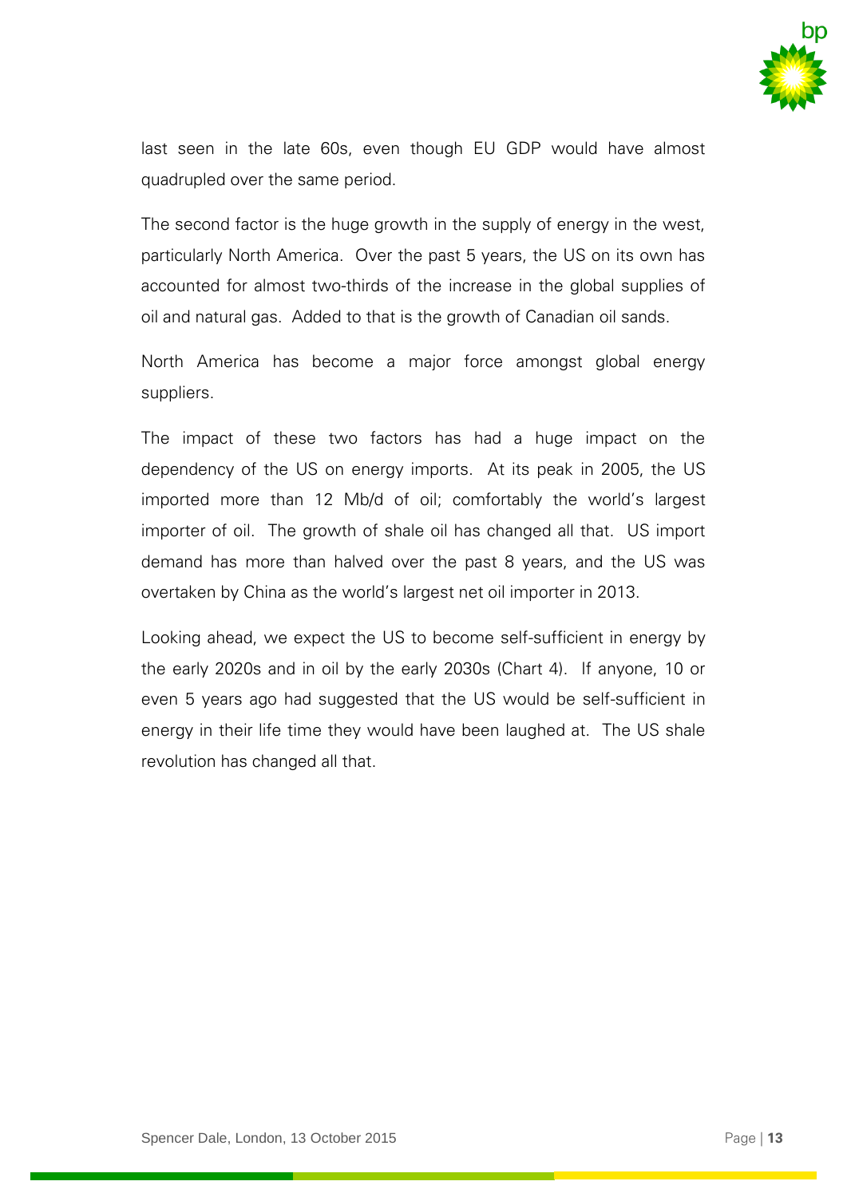last seen in the late 60s, even though EU GDP would have almost quadrupled over the same period.

The second factor is the huge growth in the supply of energy in the west, particularly North America. Over the past 5 years, the US on its own has accounted for almost two-thirds of the increase in the global supplies of oil and natural gas. Added to that is the growth of Canadian oil sands.

North America has become a major force amongst global energy suppliers.

The impact of these two factors has had a huge impact on the dependency of the US on energy imports. At its peak in 2005, the US imported more than 12 Mb/d of oil; comfortably the world's largest importer of oil. The growth of shale oil has changed all that. US import demand has more than halved over the past 8 years, and the US was overtaken by China as the world's largest net oil importer in 2013.

Looking ahead, we expect the US to become self-sufficient in energy by the early 2020s and in oil by the early 2030s (Chart 4). If anyone, 10 or even 5 years ago had suggested that the US would be self-sufficient in energy in their life time they would have been laughed at. The US shale revolution has changed all that.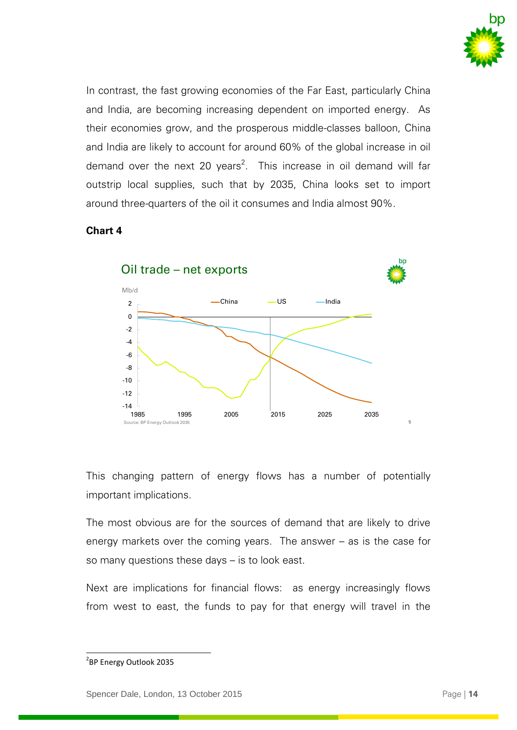In contrast, the fast growing economies of the Far East, particularly China and India, are becoming increasing dependent on imported energy. As their economies grow, and the prosperous middle-classes balloon, China and India are likely to account for around 60% of the global increase in oil demand over the next 20 years[2]. This increase in oil demand will far outstrip local supplies, such that by 2035, China looks set to import around three-quarters of the oil it consumes and India almost 90%.

**Chart 4**

This changing pattern of energy flows has a number of potentially important implications.

The most obvious are for the sources of demand that are likely to drive energy markets over the coming years. The answer – as is the case for so many questions these days – is to look east.

Next are implications for financial flows: as energy increasingly flows from west to east, the funds to pay for that energy will travel in the

---

[2] BP Energy Outlook 2035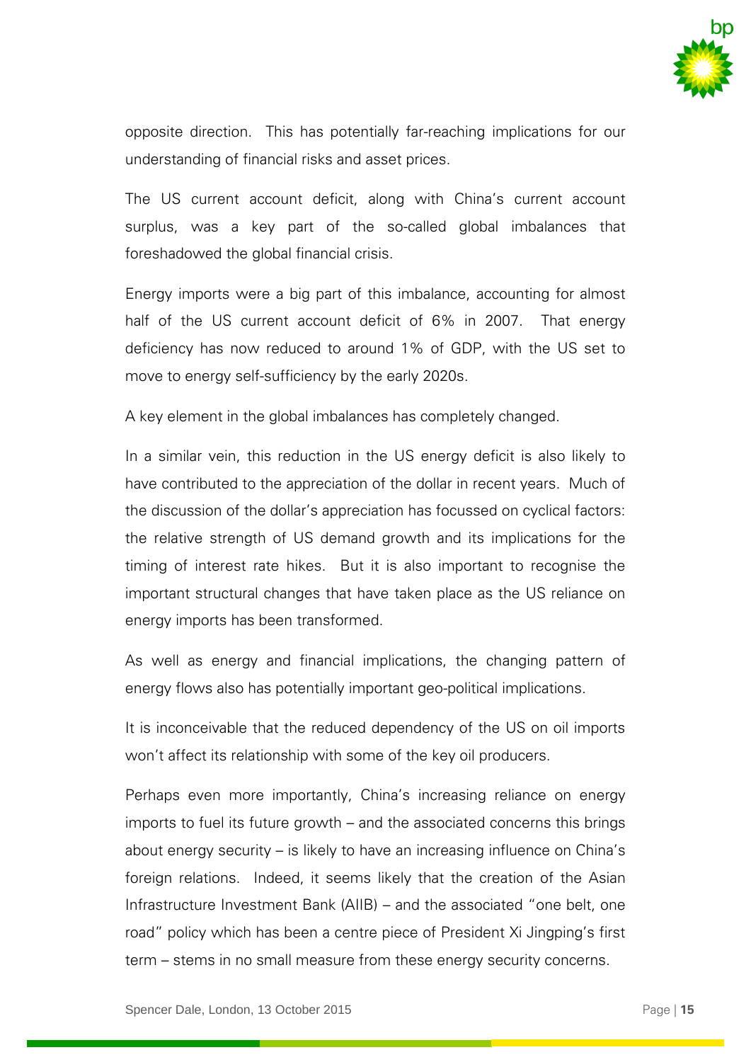opposite direction. This has potentially far-reaching implications for our understanding of financial risks and asset prices.

The US current account deficit, along with China's current account surplus, was a key part of the so-called global imbalances that foreshadowed the global financial crisis.

Energy imports were a big part of this imbalance, accounting for almost half of the US current account deficit of 6% in 2007. That energy deficiency has now reduced to around 1% of GDP, with the US set to move to energy self-sufficiency by the early 2020s.

A key element in the global imbalances has completely changed.

In a similar vein, this reduction in the US energy deficit is also likely to have contributed to the appreciation of the dollar in recent years. Much of the discussion of the dollar's appreciation has focussed on cyclical factors: the relative strength of US demand growth and its implications for the timing of interest rate hikes. But it is also important to recognise the important structural changes that have taken place as the US reliance on energy imports has been transformed.

As well as energy and financial implications, the changing pattern of energy flows also has potentially important geo-political implications.

It is inconceivable that the reduced dependency of the US on oil imports won't affect its relationship with some of the key oil producers.

Perhaps even more importantly, China's increasing reliance on energy imports to fuel its future growth – and the associated concerns this brings about energy security – is likely to have an increasing influence on China's foreign relations. Indeed, it seems likely that the creation of the Asian Infrastructure Investment Bank (AIIB) – and the associated "one belt, one road" policy which has been a centre piece of President Xi Jingping's first term – stems in no small measure from these energy security concerns.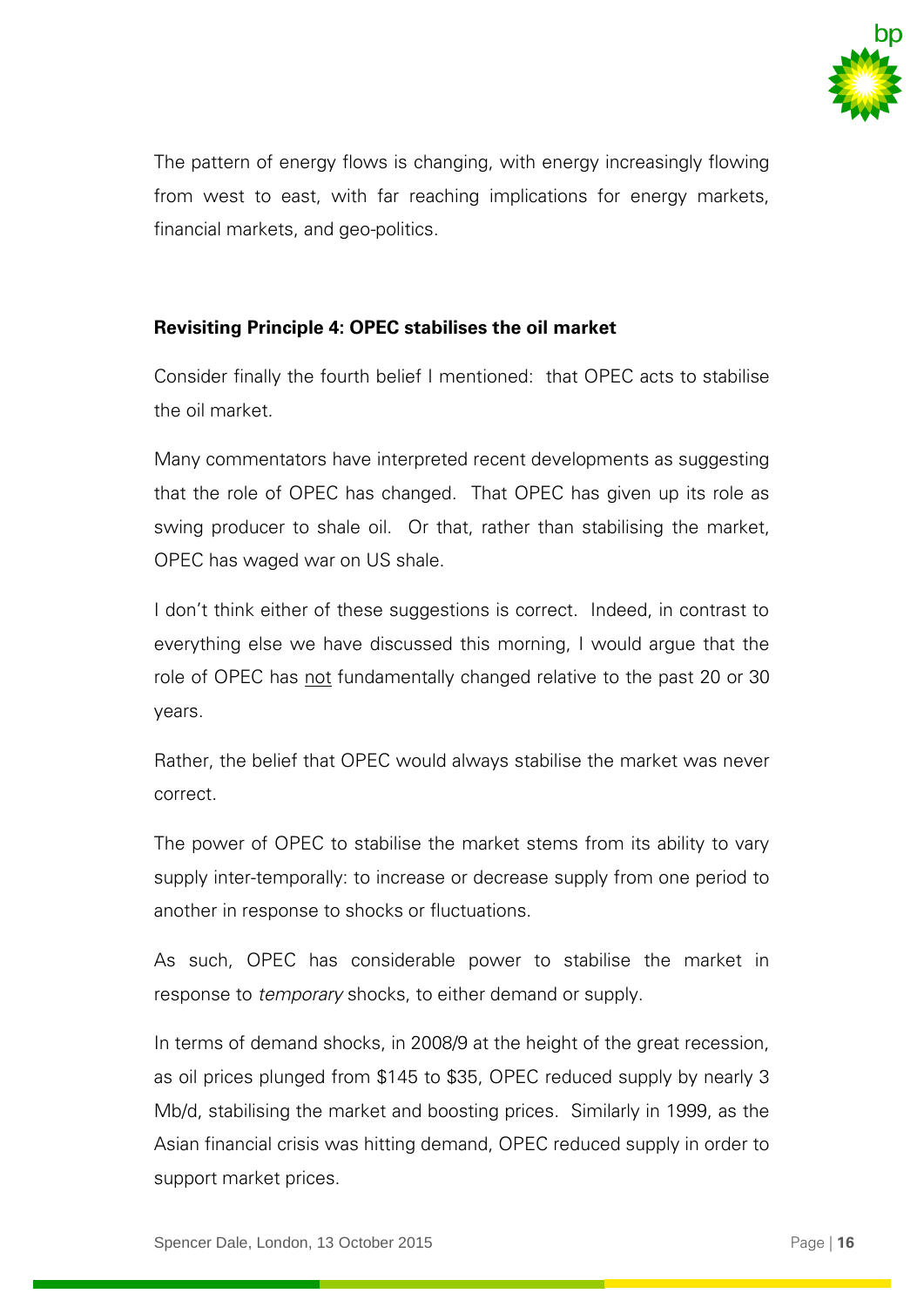The pattern of energy flows is changing, with energy increasingly flowing from west to east, with far reaching implications for energy markets, financial markets, and geo-politics.

**Revisiting Principle 4: OPEC stabilises the oil market**

Consider finally the fourth belief I mentioned: that OPEC acts to stabilise the oil market.

Many commentators have interpreted recent developments as suggesting that the role of OPEC has changed. That OPEC has given up its role as swing producer to shale oil. Or that, rather than stabilising the market, OPEC has waged war on US shale.

I don't think either of these suggestions is correct. Indeed, in contrast to everything else we have discussed this morning, I would argue that the role of OPEC has <u>not</u> fundamentally changed relative to the past 20 or 30 years.

Rather, the belief that OPEC would always stabilise the market was never correct.

The power of OPEC to stabilise the market stems from its ability to vary supply inter-temporally: to increase or decrease supply from one period to another in response to shocks or fluctuations.

As such, OPEC has considerable power to stabilise the market in response to *temporary* shocks, to either demand or supply.

In terms of demand shocks, in 2008/9 at the height of the great recession, as oil prices plunged from $145 to $35, OPEC reduced supply by nearly 3 Mb/d, stabilising the market and boosting prices. Similarly in 1999, as the Asian financial crisis was hitting demand, OPEC reduced supply in order to support market prices.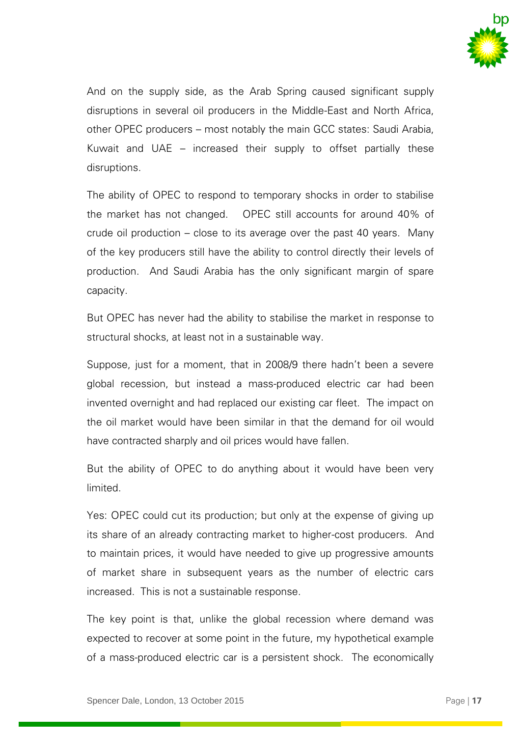And on the supply side, as the Arab Spring caused significant supply disruptions in several oil producers in the Middle-East and North Africa, other OPEC producers – most notably the main GCC states: Saudi Arabia, Kuwait and UAE – increased their supply to offset partially these disruptions.

The ability of OPEC to respond to temporary shocks in order to stabilise the market has not changed. OPEC still accounts for around 40% of crude oil production – close to its average over the past 40 years. Many of the key producers still have the ability to control directly their levels of production. And Saudi Arabia has the only significant margin of spare capacity.

But OPEC has never had the ability to stabilise the market in response to structural shocks, at least not in a sustainable way.

Suppose, just for a moment, that in 2008/9 there hadn't been a severe global recession, but instead a mass-produced electric car had been invented overnight and had replaced our existing car fleet. The impact on the oil market would have been similar in that the demand for oil would have contracted sharply and oil prices would have fallen.

But the ability of OPEC to do anything about it would have been very limited.

Yes: OPEC could cut its production; but only at the expense of giving up its share of an already contracting market to higher-cost producers. And to maintain prices, it would have needed to give up progressive amounts of market share in subsequent years as the number of electric cars increased. This is not a sustainable response.

The key point is that, unlike the global recession where demand was expected to recover at some point in the future, my hypothetical example of a mass-produced electric car is a persistent shock. The economically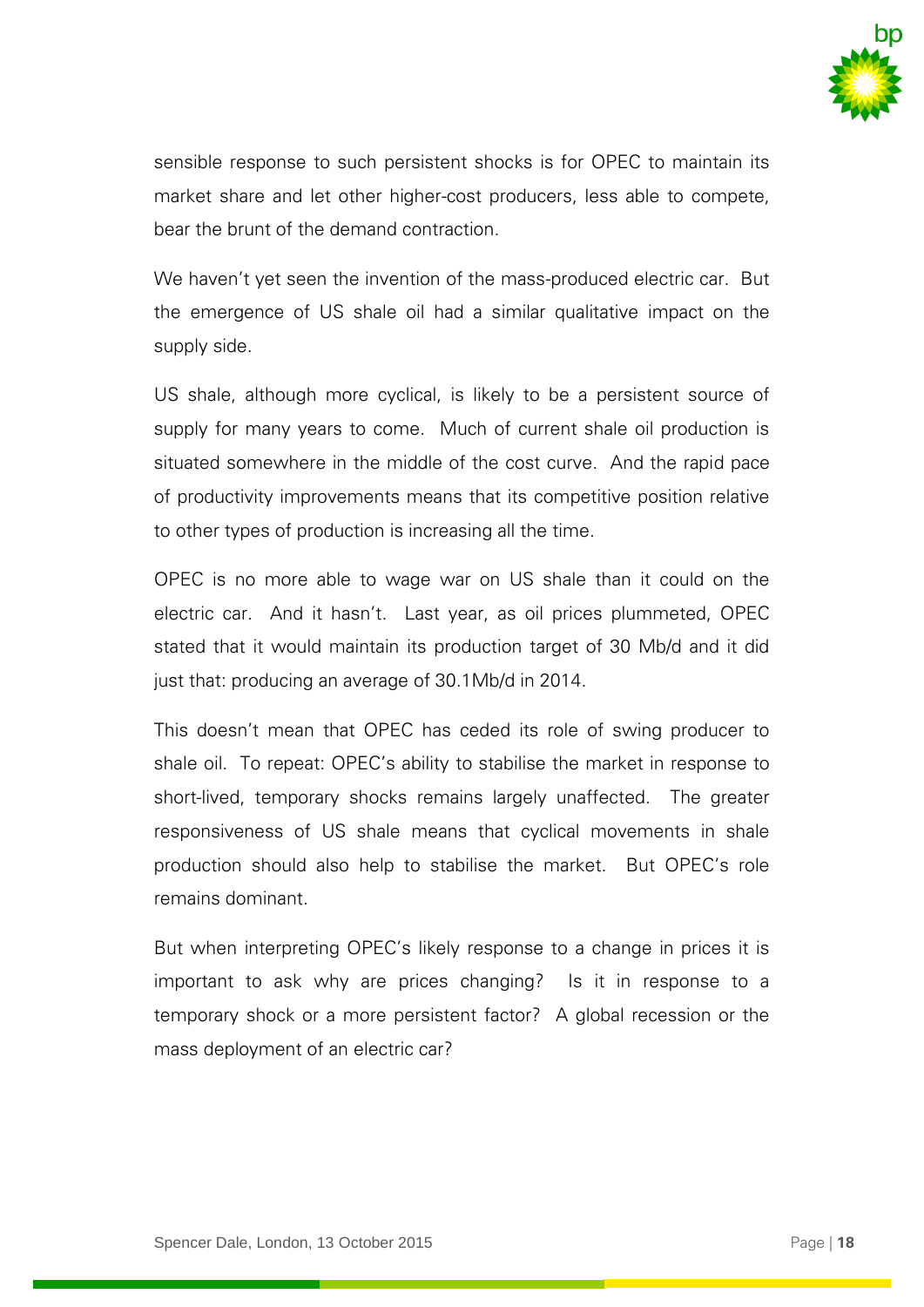sensible response to such persistent shocks is for OPEC to maintain its market share and let other higher-cost producers, less able to compete, bear the brunt of the demand contraction.

We haven't yet seen the invention of the mass-produced electric car. But the emergence of US shale oil had a similar qualitative impact on the supply side.

US shale, although more cyclical, is likely to be a persistent source of supply for many years to come. Much of current shale oil production is situated somewhere in the middle of the cost curve. And the rapid pace of productivity improvements means that its competitive position relative to other types of production is increasing all the time.

OPEC is no more able to wage war on US shale than it could on the electric car. And it hasn't. Last year, as oil prices plummeted, OPEC stated that it would maintain its production target of 30 Mb/d and it did just that: producing an average of 30.1Mb/d in 2014.

This doesn't mean that OPEC has ceded its role of swing producer to shale oil. To repeat: OPEC's ability to stabilise the market in response to short-lived, temporary shocks remains largely unaffected. The greater responsiveness of US shale means that cyclical movements in shale production should also help to stabilise the market. But OPEC's role remains dominant.

But when interpreting OPEC's likely response to a change in prices it is important to ask why are prices changing? Is it in response to a temporary shock or a more persistent factor? A global recession or the mass deployment of an electric car?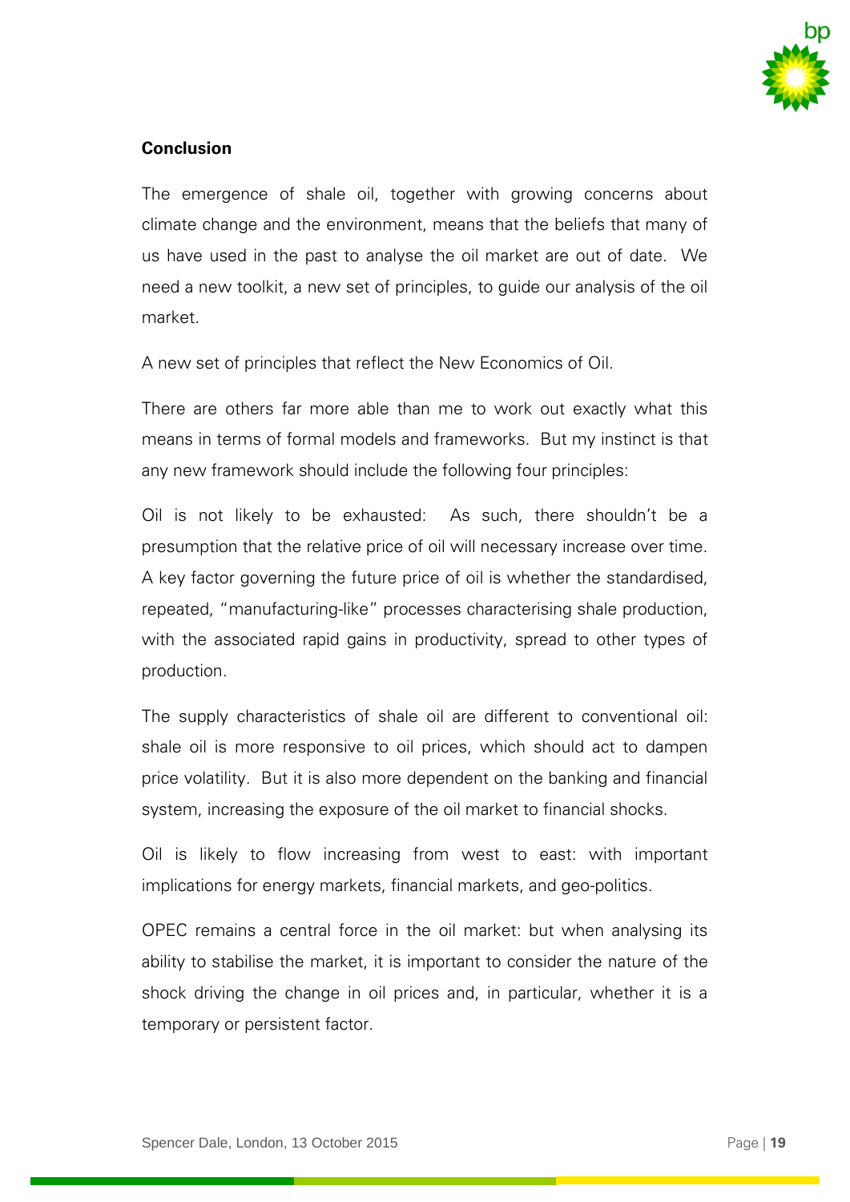**Conclusion**

The emergence of shale oil, together with growing concerns about climate change and the environment, means that the beliefs that many of us have used in the past to analyse the oil market are out of date. We need a new toolkit, a new set of principles, to guide our analysis of the oil market.

A new set of principles that reflect the New Economics of Oil.

There are others far more able than me to work out exactly what this means in terms of formal models and frameworks. But my instinct is that any new framework should include the following four principles:

Oil is not likely to be exhausted: As such, there shouldn't be a presumption that the relative price of oil will necessary increase over time. A key factor governing the future price of oil is whether the standardised, repeated, "manufacturing-like" processes characterising shale production, with the associated rapid gains in productivity, spread to other types of production.

The supply characteristics of shale oil are different to conventional oil: shale oil is more responsive to oil prices, which should act to dampen price volatility. But it is also more dependent on the banking and financial system, increasing the exposure of the oil market to financial shocks.

Oil is likely to flow increasing from west to east: with important implications for energy markets, financial markets, and geo-politics.

OPEC remains a central force in the oil market: but when analysing its ability to stabilise the market, it is important to consider the nature of the shock driving the change in oil prices and, in particular, whether it is a temporary or persistent factor.